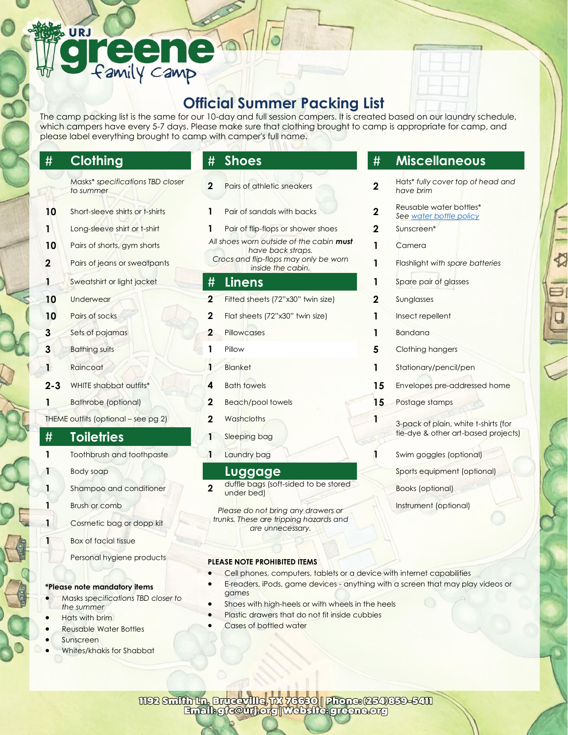URJ **greene** family camp

# Official Summer Packing List

The camp packing list is the same for our 10-day and full session campers. It is created based on our laundry schedule, which campers have every 5-7 days. Please make sure that clothing brought to camp is appropriate for camp, and please label everything brought to camp with camper's full name.

## Clothing

| # | Clothing |
|---|---|
| | Masks* *specifications TBD closer to summer* |
| 10 | Short-sleeve shirts or t-shirts |
| 1 | Long-sleeve shirt or t-shirt |
| 10 | Pairs of shorts, gym shorts |
| 2 | Pairs of jeans or sweatpants |
| 1 | Sweatshirt or light jacket |
| 10 | Underwear |
| 10 | Pairs of socks |
| 3 | Sets of pajamas |
| 3 | Bathing suits |
| 1 | Raincoat |
| 2-3 | WHITE shabbat outfits* |
| 1 | Bathrobe (optional) |

THEME outfits (optional – see pg 2)

## Toiletries

| # | Toiletries |
|---|---|
| 1 | Toothbrush and toothpaste |
| 1 | Body soap |
| 1 | Shampoo and conditioner |
| 1 | Brush or comb |
| 1 | Cosmetic bag or dopp kit |
| 1 | Box of facial tissue |
| | Personal hygiene products |

**\*Please note mandatory items**

- Masks *specifications TBD closer to the summer*
- Hats with brim
- Reusable Water Bottles
- Sunscreen
- Whites/khakis for Shabbat

## Shoes

| # | Shoes |
|---|---|
| 2 | Pairs of athletic sneakers |
| 1 | Pair of sandals with backs |
| 1 | Pair of flip-flops or shower shoes |

*All shoes worn outside of the cabin **must** have back straps.*
*Crocs and flip-flops may only be worn inside the cabin.*

## Linens

| # | Linens |
|---|---|
| 2 | Fitted sheets (72"x30" twin size) |
| 2 | Flat sheets (72"x30" twin size) |
| 2 | Pillowcases |
| 1 | Pillow |
| 1 | Blanket |
| 4 | Bath towels |
| 2 | Beach/pool towels |
| 2 | Washcloths |
| 1 | Sleeping bag |
| 1 | Laundry bag |

## Luggage

| # | Luggage |
|---|---|
| 2 | duffle bags (soft-sided to be stored under bed) |

*Please do not bring any drawers or trunks. These are tripping hazards and are unnecessary.*

## Miscellaneous

| # | Miscellaneous |
|---|---|
| 2 | Hats* *fully cover top of head and have brim* |
| 2 | Reusable water bottles* *See water bottle policy* |
| 2 | Sunscreen* |
| 1 | Camera |
| 1 | Flashlight *with spare batteries* |
| 1 | Spare pair of glasses |
| 2 | Sunglasses |
| 1 | Insect repellent |
| 1 | Bandana |
| 5 | Clothing hangers |
| 1 | Stationary/pencil/pen |
| 15 | Envelopes pre-addressed home |
| 15 | Postage stamps |
| 1 | 3-pack of plain, white t-shirts (for tie-dye & other art-based projects) |
| 1 | Swim goggles (optional) |
| | Sports equipment (optional) |
| | Books (optional) |
| | Instrument (optional) |

**PLEASE NOTE PROHIBITED ITEMS**

- Cell phones, computers, tablets or a device with internet capabilities
- E-readers, iPods, game devices - anything with a screen that may play videos or games
- Shoes with high-heels or with wheels in the heels
- Plastic drawers that do not fit inside cubbies
- Cases of bottled water

1192 Smith Ln. Bruceville, TX 76630 | Phone: (254)859-5411
Email: gfc@urj.org | Website: greene.org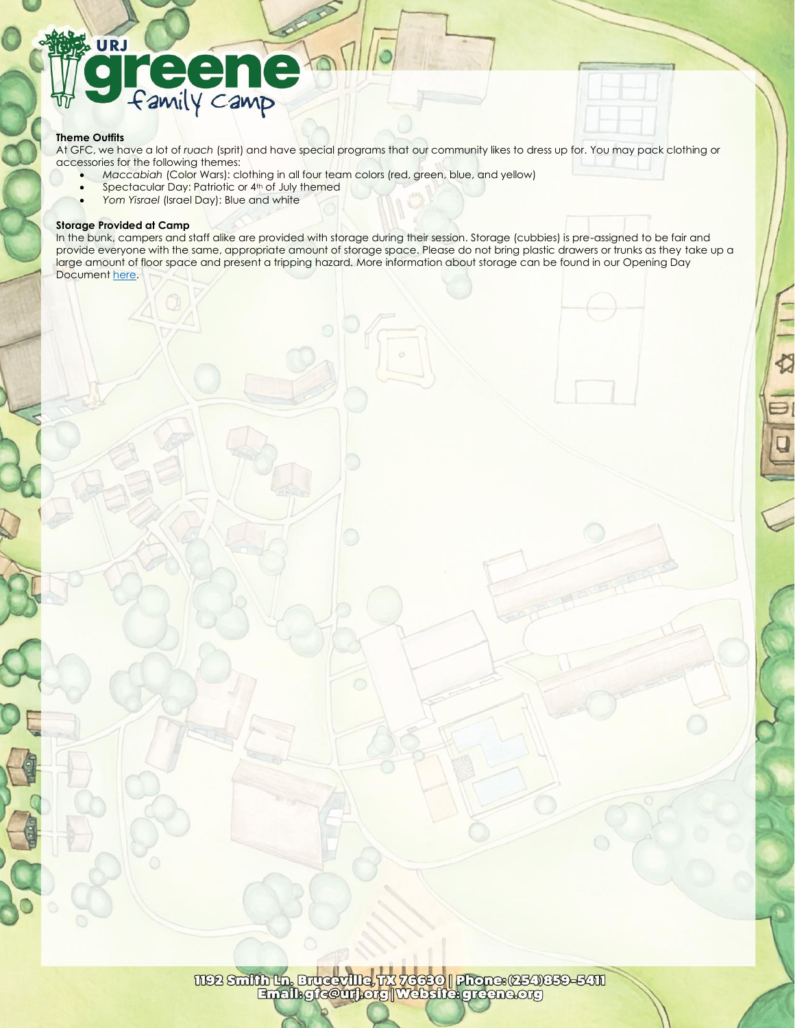**Theme Outfits**

At GFC, we have a lot of *ruach* (sprit) and have special programs that our community likes to dress up for. You may pack clothing or accessories for the following themes:

- *Maccabiah* (Color Wars): clothing in all four team colors (red, green, blue, and yellow)
- Spectacular Day: Patriotic or 4th of July themed
- *Yom Yisrael* (Israel Day): Blue and white

**Storage Provided at Camp**

In the bunk, campers and staff alike are provided with storage during their session. Storage (cubbies) is pre-assigned to be fair and provide everyone with the same, appropriate amount of storage space. Please do not bring plastic drawers or trunks as they take up a large amount of floor space and present a tripping hazard. More information about storage can be found in our Opening Day Document here.